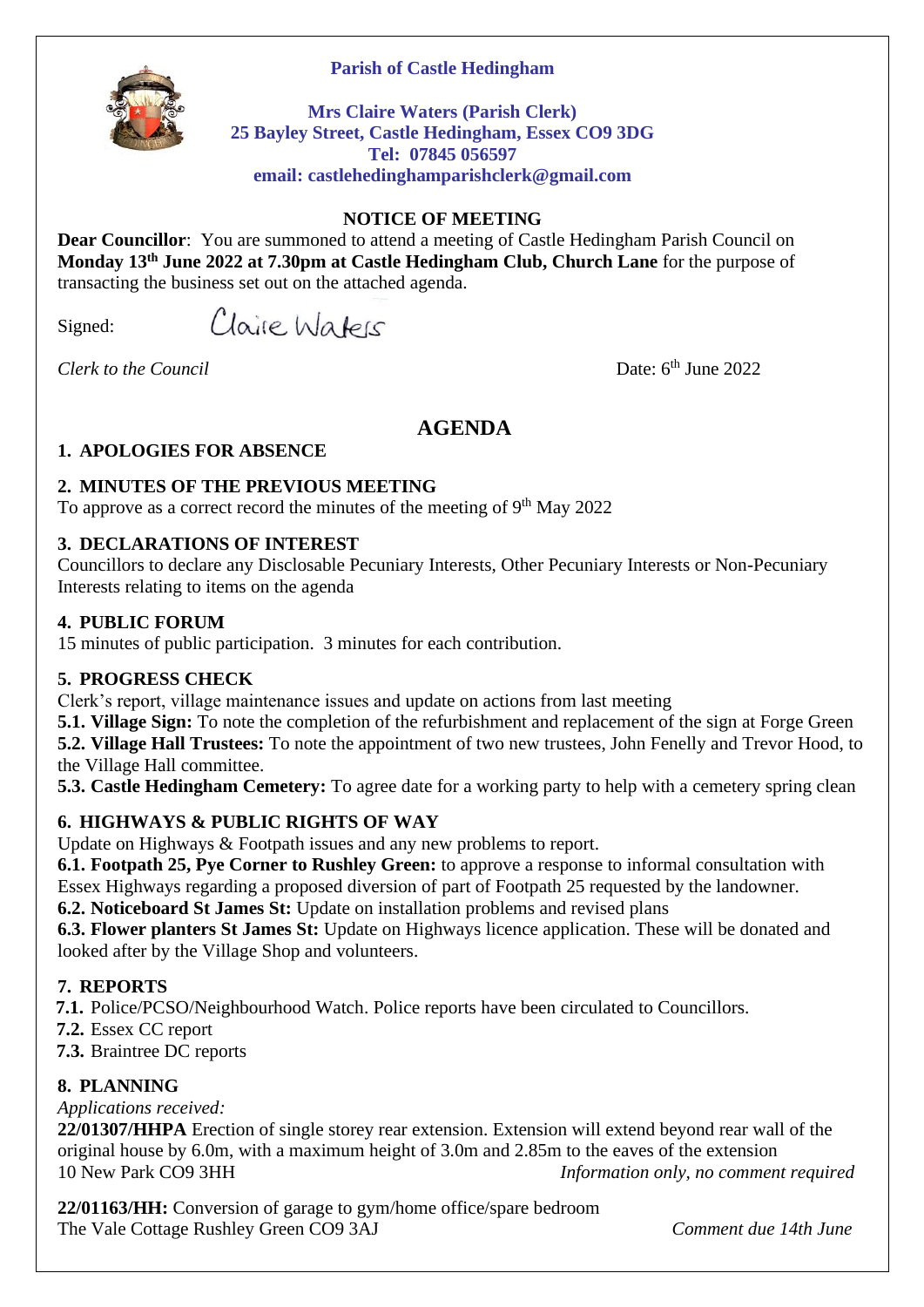**Parish of Castle Hedingham**

**Mrs Claire Waters (Parish Clerk)**
**25 Bayley Street, Castle Hedingham, Essex CO9 3DG**
**Tel: 07845 056597**
**email: castlehedinghamparishclerk@gmail.com**

**NOTICE OF MEETING**

**Dear Councillor**: You are summoned to attend a meeting of Castle Hedingham Parish Council on **Monday 13th June 2022 at 7.30pm at Castle Hedingham Club, Church Lane** for the purpose of transacting the business set out on the attached agenda.

Signed: Claire Waters

*Clerk to the Council*

Date: 6th June 2022

## AGENDA

### 1. APOLOGIES FOR ABSENCE

### 2. MINUTES OF THE PREVIOUS MEETING

To approve as a correct record the minutes of the meeting of 9th May 2022

### 3. DECLARATIONS OF INTEREST

Councillors to declare any Disclosable Pecuniary Interests, Other Pecuniary Interests or Non-Pecuniary Interests relating to items on the agenda

### 4. PUBLIC FORUM

15 minutes of public participation. 3 minutes for each contribution.

### 5. PROGRESS CHECK

Clerk's report, village maintenance issues and update on actions from last meeting

**5.1. Village Sign:** To note the completion of the refurbishment and replacement of the sign at Forge Green

**5.2. Village Hall Trustees:** To note the appointment of two new trustees, John Fenelly and Trevor Hood, to the Village Hall committee.

**5.3. Castle Hedingham Cemetery:** To agree date for a working party to help with a cemetery spring clean

### 6. HIGHWAYS & PUBLIC RIGHTS OF WAY

Update on Highways & Footpath issues and any new problems to report.

**6.1. Footpath 25, Pye Corner to Rushley Green:** to approve a response to informal consultation with Essex Highways regarding a proposed diversion of part of Footpath 25 requested by the landowner.

**6.2. Noticeboard St James St:** Update on installation problems and revised plans

**6.3. Flower planters St James St:** Update on Highways licence application. These will be donated and looked after by the Village Shop and volunteers.

### 7. REPORTS

**7.1.** Police/PCSO/Neighbourhood Watch. Police reports have been circulated to Councillors.

**7.2.** Essex CC report

**7.3.** Braintree DC reports

### 8. PLANNING

*Applications received:*

**22/01307/HHPA** Erection of single storey rear extension. Extension will extend beyond rear wall of the original house by 6.0m, with a maximum height of 3.0m and 2.85m to the eaves of the extension
10 New Park CO9 3HH *Information only, no comment required*

**22/01163/HH:** Conversion of garage to gym/home office/spare bedroom
The Vale Cottage Rushley Green CO9 3AJ *Comment due 14th June*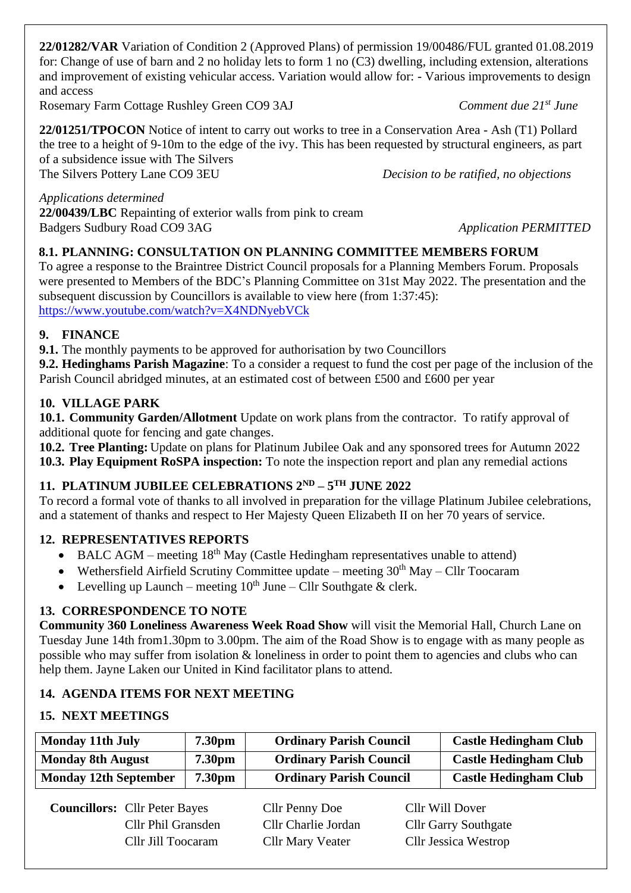**22/01282/VAR** Variation of Condition 2 (Approved Plans) of permission 19/00486/FUL granted 01.08.2019 for: Change of use of barn and 2 no holiday lets to form 1 no (C3) dwelling, including extension, alterations and improvement of existing vehicular access. Variation would allow for: - Various improvements to design and access
Rosemary Farm Cottage Rushley Green CO9 3AJ *Comment due 21st June*

**22/01251/TPOCON** Notice of intent to carry out works to tree in a Conservation Area - Ash (T1) Pollard the tree to a height of 9-10m to the edge of the ivy. This has been requested by structural engineers, as part of a subsidence issue with The Silvers
The Silvers Pottery Lane CO9 3EU *Decision to be ratified, no objections*

*Applications determined*
**22/00439/LBC** Repainting of exterior walls from pink to cream
Badgers Sudbury Road CO9 3AG *Application PERMITTED*

### 8.1. PLANNING: CONSULTATION ON PLANNING COMMITTEE MEMBERS FORUM

To agree a response to the Braintree District Council proposals for a Planning Members Forum. Proposals were presented to Members of the BDC's Planning Committee on 31st May 2022. The presentation and the subsequent discussion by Councillors is available to view here (from 1:37:45): https://www.youtube.com/watch?v=X4NDNyebVCk

### 9. FINANCE

**9.1.** The monthly payments to be approved for authorisation by two Councillors
**9.2. Hedinghams Parish Magazine**: To a consider a request to fund the cost per page of the inclusion of the Parish Council abridged minutes, at an estimated cost of between £500 and £600 per year

### 10. VILLAGE PARK

**10.1. Community Garden/Allotment** Update on work plans from the contractor. To ratify approval of additional quote for fencing and gate changes.
**10.2. Tree Planting:** Update on plans for Platinum Jubilee Oak and any sponsored trees for Autumn 2022
**10.3. Play Equipment RoSPA inspection:** To note the inspection report and plan any remedial actions

### 11. PLATINUM JUBILEE CELEBRATIONS 2ND – 5TH JUNE 2022

To record a formal vote of thanks to all involved in preparation for the village Platinum Jubilee celebrations, and a statement of thanks and respect to Her Majesty Queen Elizabeth II on her 70 years of service.

### 12. REPRESENTATIVES REPORTS

- BALC AGM – meeting 18th May (Castle Hedingham representatives unable to attend)
- Wethersfield Airfield Scrutiny Committee update – meeting 30th May – Cllr Toocaram
- Levelling up Launch – meeting 10th June – Cllr Southgate & clerk.

### 13. CORRESPONDENCE TO NOTE

**Community 360 Loneliness Awareness Week Road Show** will visit the Memorial Hall, Church Lane on Tuesday June 14th from1.30pm to 3.00pm. The aim of the Road Show is to engage with as many people as possible who may suffer from isolation & loneliness in order to point them to agencies and clubs who can help them. Jayne Laken our United in Kind facilitator plans to attend.

### 14. AGENDA ITEMS FOR NEXT MEETING

### 15. NEXT MEETINGS

| Monday 11th July | 7.30pm | Ordinary Parish Council | Castle Hedingham Club |
|---|---|---|---|
| Monday 8th August | 7.30pm | Ordinary Parish Council | Castle Hedingham Club |
| Monday 12th September | 7.30pm | Ordinary Parish Council | Castle Hedingham Club |

**Councillors:** Cllr Peter Bayes, Cllr Penny Doe, Cllr Will Dover, Cllr Phil Gransden, Cllr Charlie Jordan, Cllr Garry Southgate, Cllr Jill Toocaram, Cllr Mary Veater, Cllr Jessica Westrop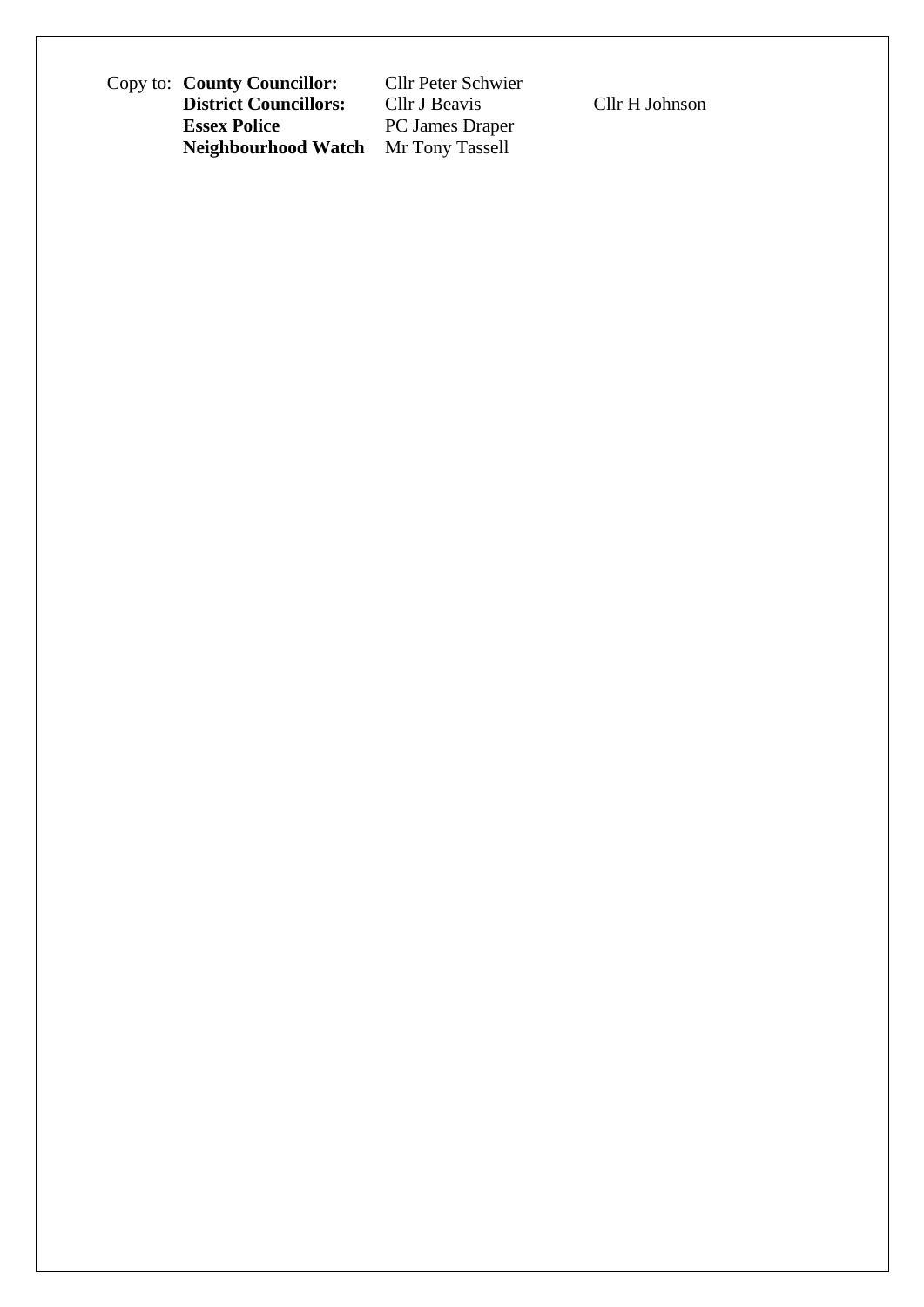| | | | |
|---|---|---|---|
| Copy to: | **County Councillor:** | Cllr Peter Schwier | |
| | **District Councillors:** | Cllr J Beavis | Cllr H Johnson |
| | **Essex Police** | PC James Draper | |
| | **Neighbourhood Watch** | Mr Tony Tassell | |